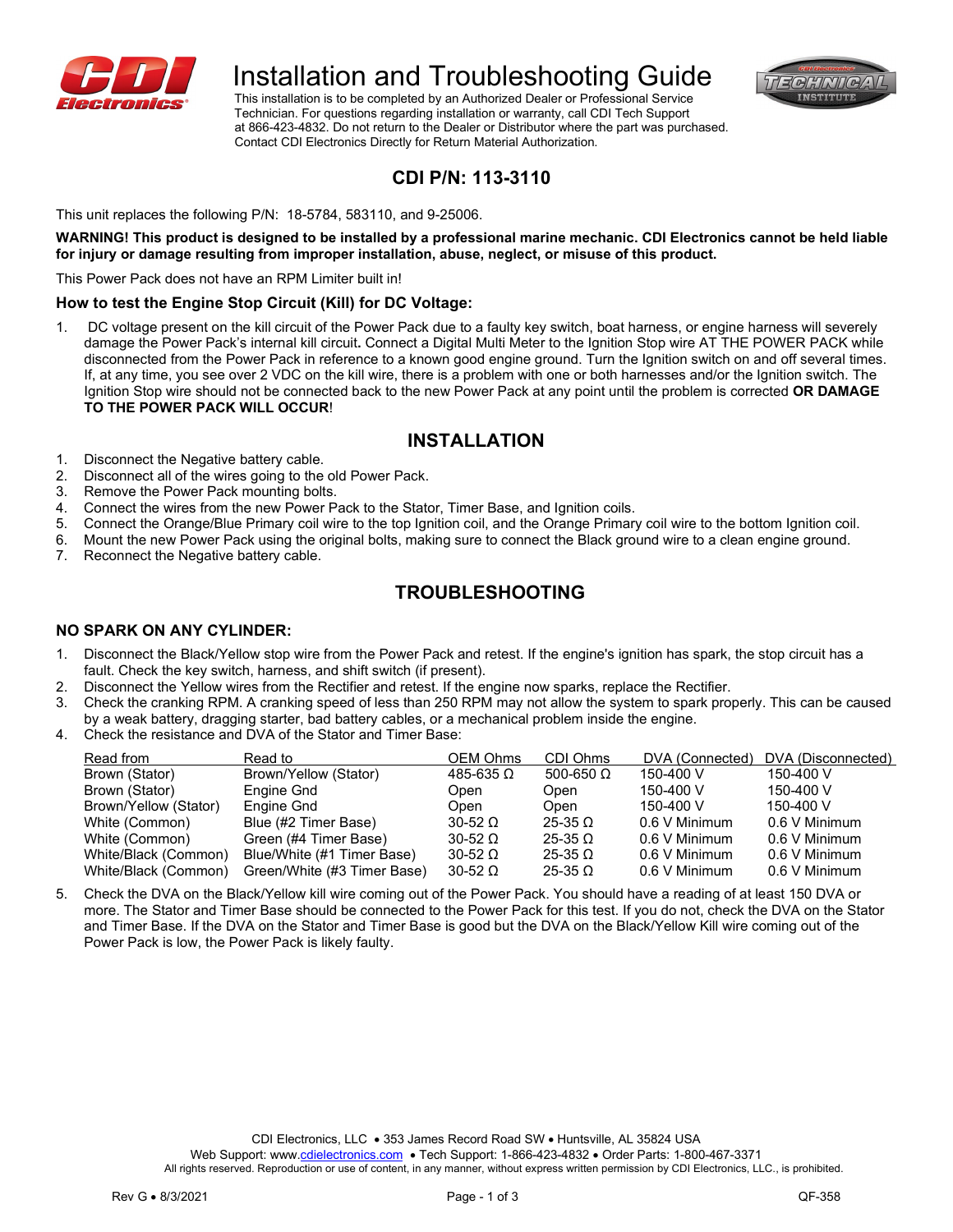# Installation and Troubleshooting Guide

This installation is to be completed by an Authorized Dealer or Professional Service Technician. For questions regarding installation or warranty, call CDI Tech Support at 866-423-4832. Do not return to the Dealer or Distributor where the part was purchased. Contact CDI Electronics Directly for Return Material Authorization.

## CDI P/N: 113-3110

This unit replaces the following P/N: 18-5784, 583110, and 9-25006.

**WARNING! This product is designed to be installed by a professional marine mechanic. CDI Electronics cannot be held liable for injury or damage resulting from improper installation, abuse, neglect, or misuse of this product.**

This Power Pack does not have an RPM Limiter built in!

### How to test the Engine Stop Circuit (Kill) for DC Voltage:

1. DC voltage present on the kill circuit of the Power Pack due to a faulty key switch, boat harness, or engine harness will severely damage the Power Pack's internal kill circuit**.** Connect a Digital Multi Meter to the Ignition Stop wire AT THE POWER PACK while disconnected from the Power Pack in reference to a known good engine ground. Turn the Ignition switch on and off several times. If, at any time, you see over 2 VDC on the kill wire, there is a problem with one or both harnesses and/or the Ignition switch. The Ignition Stop wire should not be connected back to the new Power Pack at any point until the problem is corrected **OR DAMAGE TO THE POWER PACK WILL OCCUR**!

## INSTALLATION

1. Disconnect the Negative battery cable.
2. Disconnect all of the wires going to the old Power Pack.
3. Remove the Power Pack mounting bolts.
4. Connect the wires from the new Power Pack to the Stator, Timer Base, and Ignition coils.
5. Connect the Orange/Blue Primary coil wire to the top Ignition coil, and the Orange Primary coil wire to the bottom Ignition coil.
6. Mount the new Power Pack using the original bolts, making sure to connect the Black ground wire to a clean engine ground.
7. Reconnect the Negative battery cable.

## TROUBLESHOOTING

### NO SPARK ON ANY CYLINDER:

1. Disconnect the Black/Yellow stop wire from the Power Pack and retest. If the engine's ignition has spark, the stop circuit has a fault. Check the key switch, harness, and shift switch (if present).
2. Disconnect the Yellow wires from the Rectifier and retest. If the engine now sparks, replace the Rectifier.
3. Check the cranking RPM. A cranking speed of less than 250 RPM may not allow the system to spark properly. This can be caused by a weak battery, dragging starter, bad battery cables, or a mechanical problem inside the engine.
4. Check the resistance and DVA of the Stator and Timer Base:

| Read from | Read to | OEM Ohms | CDI Ohms | DVA (Connected) | DVA (Disconnected) |
|---|---|---|---|---|---|
| Brown (Stator) | Brown/Yellow (Stator) | 485-635 Ω | 500-650 Ω | 150-400 V | 150-400 V |
| Brown (Stator) | Engine Gnd | Open | Open | 150-400 V | 150-400 V |
| Brown/Yellow (Stator) | Engine Gnd | Open | Open | 150-400 V | 150-400 V |
| White (Common) | Blue (#2 Timer Base) | 30-52 Ω | 25-35 Ω | 0.6 V Minimum | 0.6 V Minimum |
| White (Common) | Green (#4 Timer Base) | 30-52 Ω | 25-35 Ω | 0.6 V Minimum | 0.6 V Minimum |
| White/Black (Common) | Blue/White (#1 Timer Base) | 30-52 Ω | 25-35 Ω | 0.6 V Minimum | 0.6 V Minimum |
| White/Black (Common) | Green/White (#3 Timer Base) | 30-52 Ω | 25-35 Ω | 0.6 V Minimum | 0.6 V Minimum |

5. Check the DVA on the Black/Yellow kill wire coming out of the Power Pack. You should have a reading of at least 150 DVA or more. The Stator and Timer Base should be connected to the Power Pack for this test. If you do not, check the DVA on the Stator and Timer Base. If the DVA on the Stator and Timer Base is good but the DVA on the Black/Yellow Kill wire coming out of the Power Pack is low, the Power Pack is likely faulty.

CDI Electronics, LLC • 353 James Record Road SW • Huntsville, AL 35824 USA
Web Support: www.cdielectronics.com • Tech Support: 1-866-423-4832 • Order Parts: 1-800-467-3371
All rights reserved. Reproduction or use of content, in any manner, without express written permission by CDI Electronics, LLC., is prohibited.

Rev G • 8/3/2021 QF-358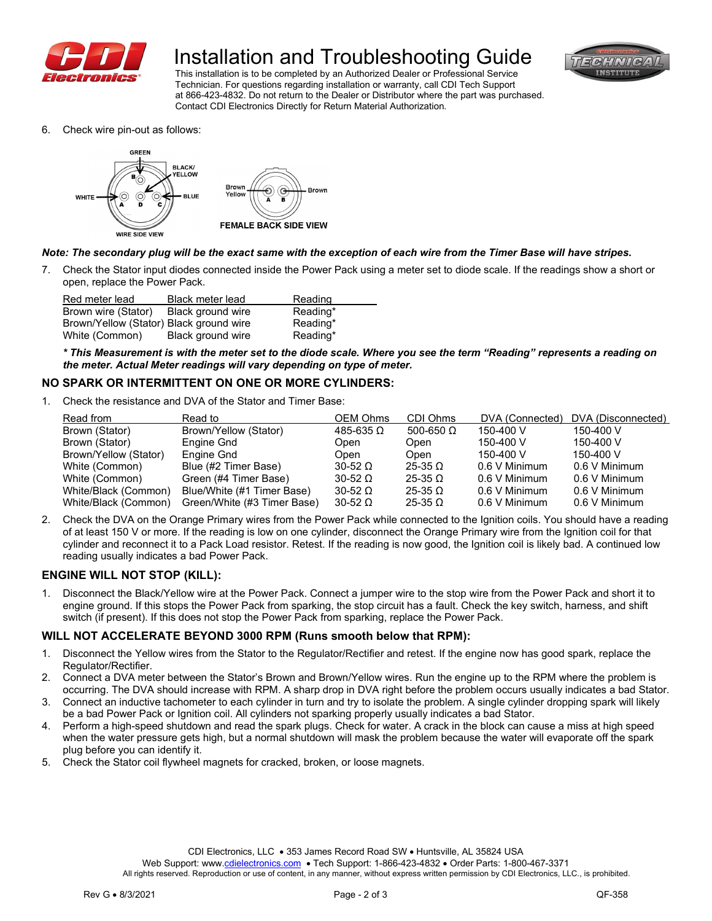# Installation and Troubleshooting Guide

This installation is to be completed by an Authorized Dealer or Professional Service Technician. For questions regarding installation or warranty, call CDI Tech Support at 866-423-4832. Do not return to the Dealer or Distributor where the part was purchased. Contact CDI Electronics Directly for Return Material Authorization.

6. Check wire pin-out as follows:

GREEN, BLACK/YELLOW, WHITE, BLUE — B, A, D, C — WIRE SIDE VIEW

Brown Yellow, Brown — A, B — FEMALE BACK SIDE VIEW

***Note: The secondary plug will be the exact same with the exception of each wire from the Timer Base will have stripes.***

7. Check the Stator input diodes connected inside the Power Pack using a meter set to diode scale. If the readings show a short or open, replace the Power Pack.

| Red meter lead | Black meter lead | Reading |
|---|---|---|
| Brown wire (Stator) | Black ground wire | Reading* |
| Brown/Yellow (Stator) | Black ground wire | Reading* |
| White (Common) | Black ground wire | Reading* |

***\* This Measurement is with the meter set to the diode scale. Where you see the term "Reading" represents a reading on the meter. Actual Meter readings will vary depending on type of meter.***

## NO SPARK OR INTERMITTENT ON ONE OR MORE CYLINDERS:

1. Check the resistance and DVA of the Stator and Timer Base:

| Read from | Read to | OEM Ohms | CDI Ohms | DVA (Connected) | DVA (Disconnected) |
|---|---|---|---|---|---|
| Brown (Stator) | Brown/Yellow (Stator) | 485-635 Ω | 500-650 Ω | 150-400 V | 150-400 V |
| Brown (Stator) | Engine Gnd | Open | Open | 150-400 V | 150-400 V |
| Brown/Yellow (Stator) | Engine Gnd | Open | Open | 150-400 V | 150-400 V |
| White (Common) | Blue (#2 Timer Base) | 30-52 Ω | 25-35 Ω | 0.6 V Minimum | 0.6 V Minimum |
| White (Common) | Green (#4 Timer Base) | 30-52 Ω | 25-35 Ω | 0.6 V Minimum | 0.6 V Minimum |
| White/Black (Common) | Blue/White (#1 Timer Base) | 30-52 Ω | 25-35 Ω | 0.6 V Minimum | 0.6 V Minimum |
| White/Black (Common) | Green/White (#3 Timer Base) | 30-52 Ω | 25-35 Ω | 0.6 V Minimum | 0.6 V Minimum |

2. Check the DVA on the Orange Primary wires from the Power Pack while connected to the Ignition coils. You should have a reading of at least 150 V or more. If the reading is low on one cylinder, disconnect the Orange Primary wire from the Ignition coil for that cylinder and reconnect it to a Pack Load resistor. Retest. If the reading is now good, the Ignition coil is likely bad. A continued low reading usually indicates a bad Power Pack.

## ENGINE WILL NOT STOP (KILL):

1. Disconnect the Black/Yellow wire at the Power Pack. Connect a jumper wire to the stop wire from the Power Pack and short it to engine ground. If this stops the Power Pack from sparking, the stop circuit has a fault. Check the key switch, harness, and shift switch (if present). If this does not stop the Power Pack from sparking, replace the Power Pack.

## WILL NOT ACCELERATE BEYOND 3000 RPM (Runs smooth below that RPM):

1. Disconnect the Yellow wires from the Stator to the Regulator/Rectifier and retest. If the engine now has good spark, replace the Regulator/Rectifier.
2. Connect a DVA meter between the Stator's Brown and Brown/Yellow wires. Run the engine up to the RPM where the problem is occurring. The DVA should increase with RPM. A sharp drop in DVA right before the problem occurs usually indicates a bad Stator.
3. Connect an inductive tachometer to each cylinder in turn and try to isolate the problem. A single cylinder dropping spark will likely be a bad Power Pack or Ignition coil. All cylinders not sparking properly usually indicates a bad Stator.
4. Perform a high-speed shutdown and read the spark plugs. Check for water. A crack in the block can cause a miss at high speed when the water pressure gets high, but a normal shutdown will mask the problem because the water will evaporate off the spark plug before you can identify it.
5. Check the Stator coil flywheel magnets for cracked, broken, or loose magnets.

CDI Electronics, LLC • 353 James Record Road SW • Huntsville, AL 35824 USA
Web Support: www.cdielectronics.com • Tech Support: 1-866-423-4832 • Order Parts: 1-800-467-3371
All rights reserved. Reproduction or use of content, in any manner, without express written permission by CDI Electronics, LLC., is prohibited.

Rev G • 8/3/2021 QF-358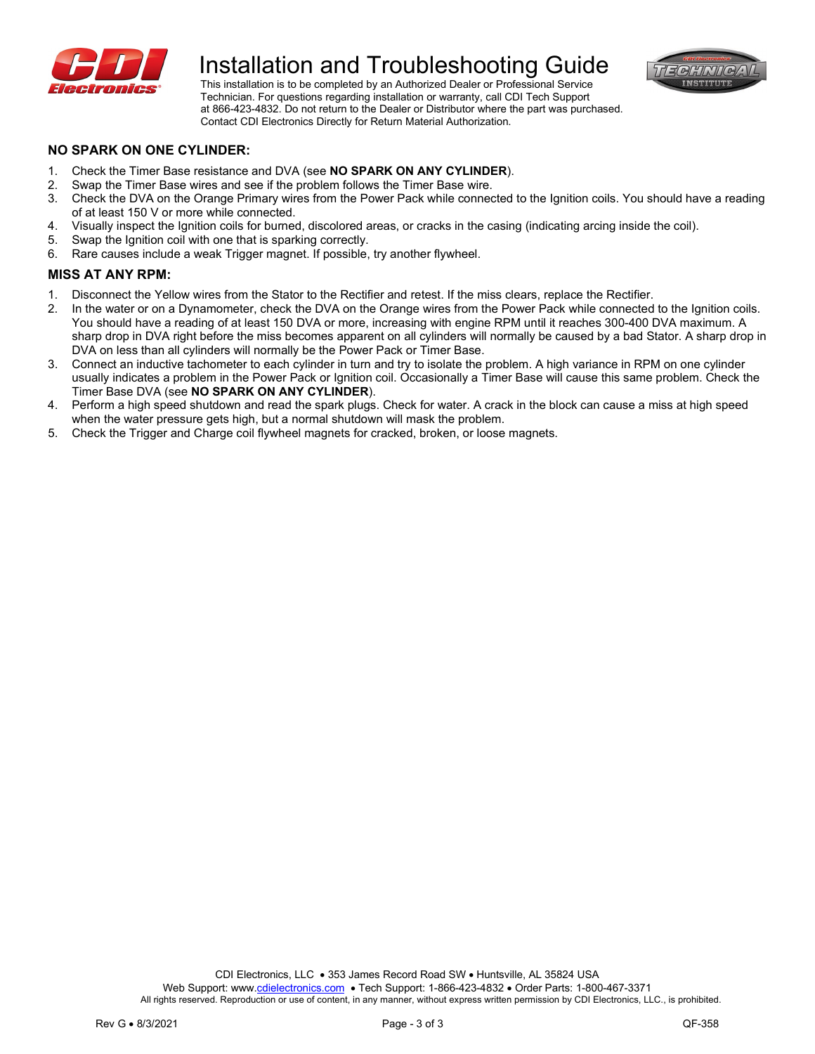# Installation and Troubleshooting Guide

This installation is to be completed by an Authorized Dealer or Professional Service Technician. For questions regarding installation or warranty, call CDI Tech Support at 866-423-4832. Do not return to the Dealer or Distributor where the part was purchased. Contact CDI Electronics Directly for Return Material Authorization.

## NO SPARK ON ONE CYLINDER:

1. Check the Timer Base resistance and DVA (see **NO SPARK ON ANY CYLINDER**).
2. Swap the Timer Base wires and see if the problem follows the Timer Base wire.
3. Check the DVA on the Orange Primary wires from the Power Pack while connected to the Ignition coils. You should have a reading of at least 150 V or more while connected.
4. Visually inspect the Ignition coils for burned, discolored areas, or cracks in the casing (indicating arcing inside the coil).
5. Swap the Ignition coil with one that is sparking correctly.
6. Rare causes include a weak Trigger magnet. If possible, try another flywheel.

## MISS AT ANY RPM:

1. Disconnect the Yellow wires from the Stator to the Rectifier and retest. If the miss clears, replace the Rectifier.
2. In the water or on a Dynamometer, check the DVA on the Orange wires from the Power Pack while connected to the Ignition coils. You should have a reading of at least 150 DVA or more, increasing with engine RPM until it reaches 300-400 DVA maximum. A sharp drop in DVA right before the miss becomes apparent on all cylinders will normally be caused by a bad Stator. A sharp drop in DVA on less than all cylinders will normally be the Power Pack or Timer Base.
3. Connect an inductive tachometer to each cylinder in turn and try to isolate the problem. A high variance in RPM on one cylinder usually indicates a problem in the Power Pack or Ignition coil. Occasionally a Timer Base will cause this same problem. Check the Timer Base DVA (see **NO SPARK ON ANY CYLINDER**).
4. Perform a high speed shutdown and read the spark plugs. Check for water. A crack in the block can cause a miss at high speed when the water pressure gets high, but a normal shutdown will mask the problem.
5. Check the Trigger and Charge coil flywheel magnets for cracked, broken, or loose magnets.

CDI Electronics, LLC • 353 James Record Road SW • Huntsville, AL 35824 USA
Web Support: www.cdielectronics.com • Tech Support: 1-866-423-4832 • Order Parts: 1-800-467-3371
All rights reserved. Reproduction or use of content, in any manner, without express written permission by CDI Electronics, LLC., is prohibited.

Rev G • 8/3/2021 QF-358